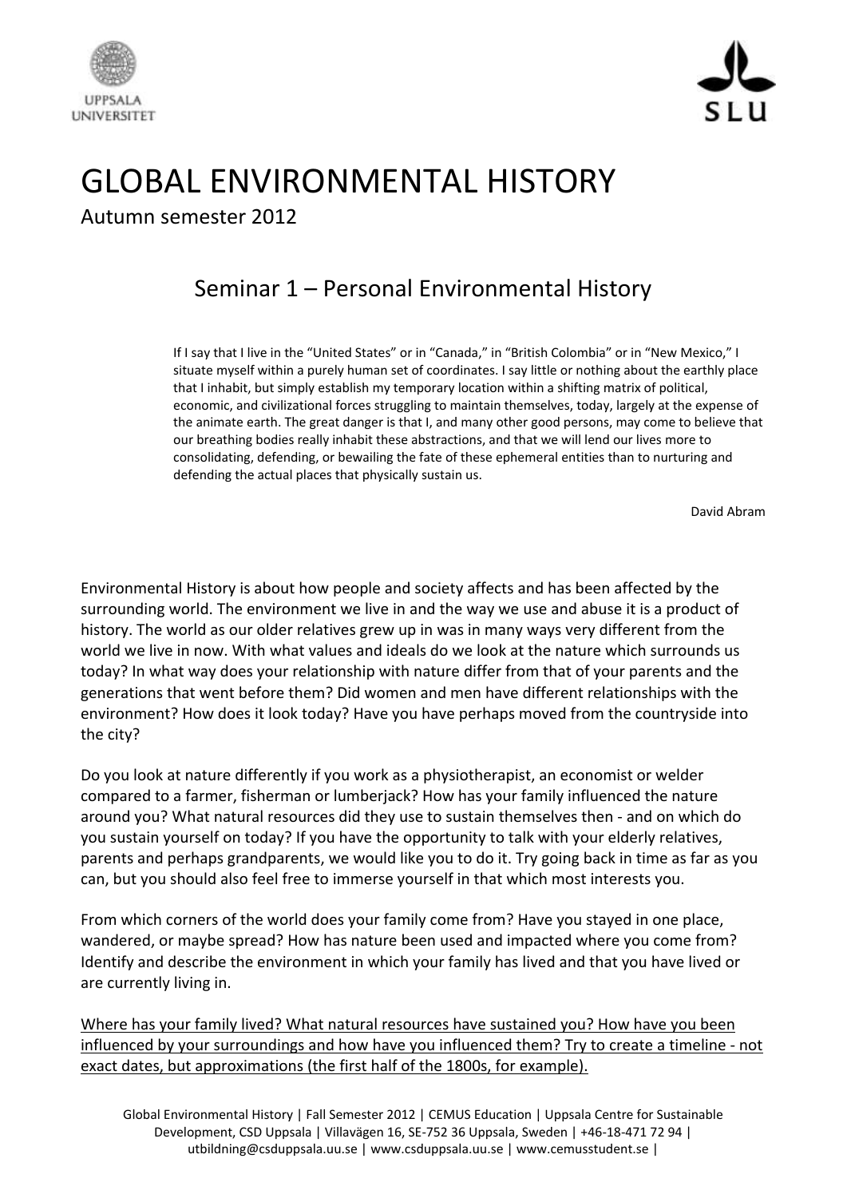UPPSALA UNIVERSITET

SLU

# GLOBAL ENVIRONMENTAL HISTORY

Autumn semester 2012

## Seminar 1 – Personal Environmental History

> If I say that I live in the "United States" or in "Canada," in "British Colombia" or in "New Mexico," I situate myself within a purely human set of coordinates. I say little or nothing about the earthly place that I inhabit, but simply establish my temporary location within a shifting matrix of political, economic, and civilizational forces struggling to maintain themselves, today, largely at the expense of the animate earth. The great danger is that I, and many other good persons, may come to believe that our breathing bodies really inhabit these abstractions, and that we will lend our lives more to consolidating, defending, or bewailing the fate of these ephemeral entities than to nurturing and defending the actual places that physically sustain us.
>
> David Abram

Environmental History is about how people and society affects and has been affected by the surrounding world. The environment we live in and the way we use and abuse it is a product of history. The world as our older relatives grew up in was in many ways very different from the world we live in now. With what values and ideals do we look at the nature which surrounds us today? In what way does your relationship with nature differ from that of your parents and the generations that went before them? Did women and men have different relationships with the environment? How does it look today? Have you have perhaps moved from the countryside into the city?

Do you look at nature differently if you work as a physiotherapist, an economist or welder compared to a farmer, fisherman or lumberjack? How has your family influenced the nature around you? What natural resources did they use to sustain themselves then - and on which do you sustain yourself on today? If you have the opportunity to talk with your elderly relatives, parents and perhaps grandparents, we would like you to do it. Try going back in time as far as you can, but you should also feel free to immerse yourself in that which most interests you.

From which corners of the world does your family come from? Have you stayed in one place, wandered, or maybe spread? How has nature been used and impacted where you come from? Identify and describe the environment in which your family has lived and that you have lived or are currently living in.

<u>Where has your family lived? What natural resources have sustained you? How have you been influenced by your surroundings and how have you influenced them? Try to create a timeline - not exact dates, but approximations (the first half of the 1800s, for example).</u>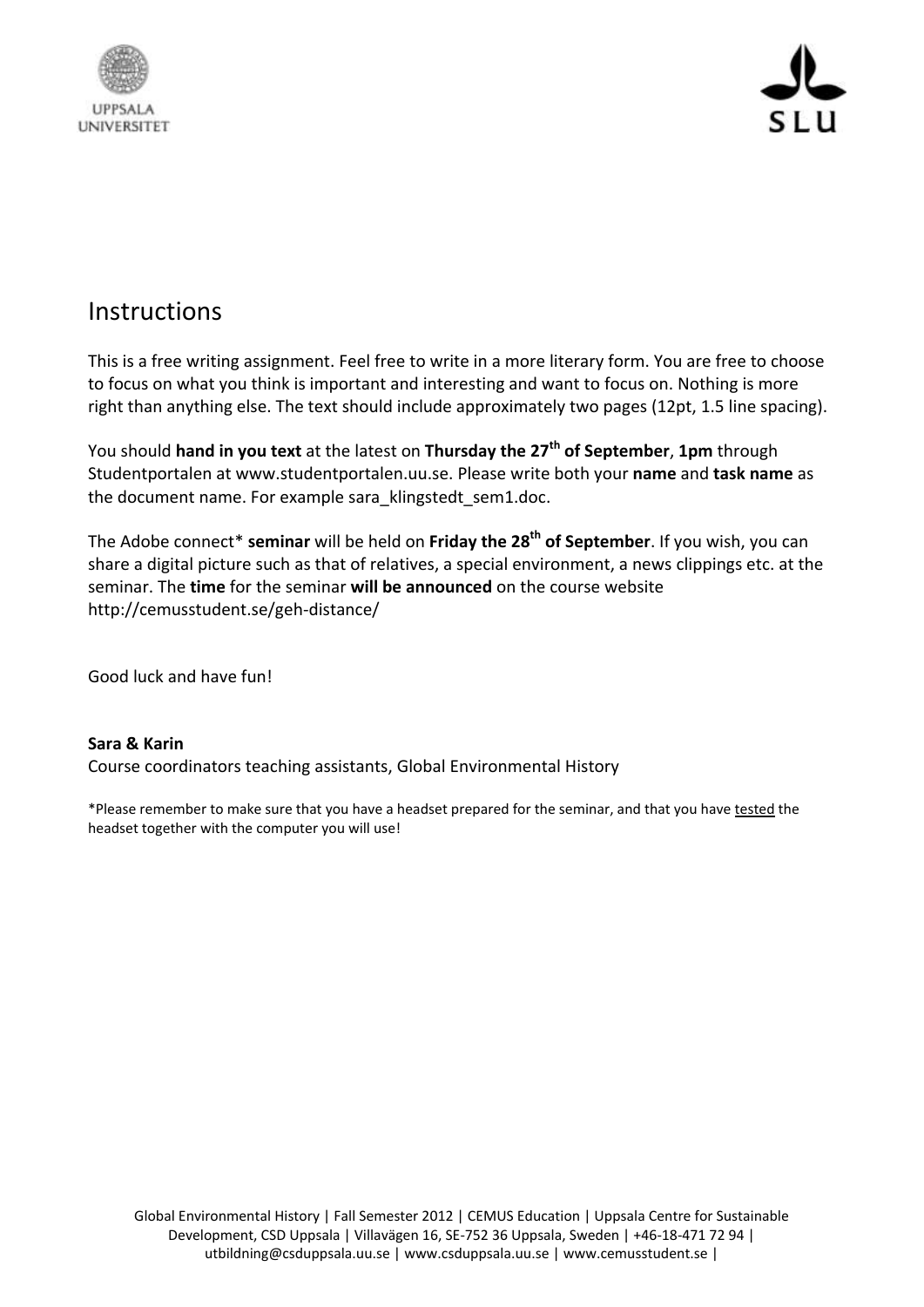# Instructions

This is a free writing assignment. Feel free to write in a more literary form. You are free to choose to focus on what you think is important and interesting and want to focus on. Nothing is more right than anything else. The text should include approximately two pages (12pt, 1.5 line spacing).

You should **hand in you text** at the latest on **Thursday the 27th of September**, **1pm** through Studentportalen at www.studentportalen.uu.se. Please write both your **name** and **task name** as the document name. For example sara_klingstedt_sem1.doc.

The Adobe connect* **seminar** will be held on **Friday the 28th of September**. If you wish, you can share a digital picture such as that of relatives, a special environment, a news clippings etc. at the seminar. The **time** for the seminar **will be announced** on the course website http://cemusstudent.se/geh-distance/

Good luck and have fun!

**Sara & Karin**
Course coordinators teaching assistants, Global Environmental History

*Please remember to make sure that you have a headset prepared for the seminar, and that you have tested the headset together with the computer you will use!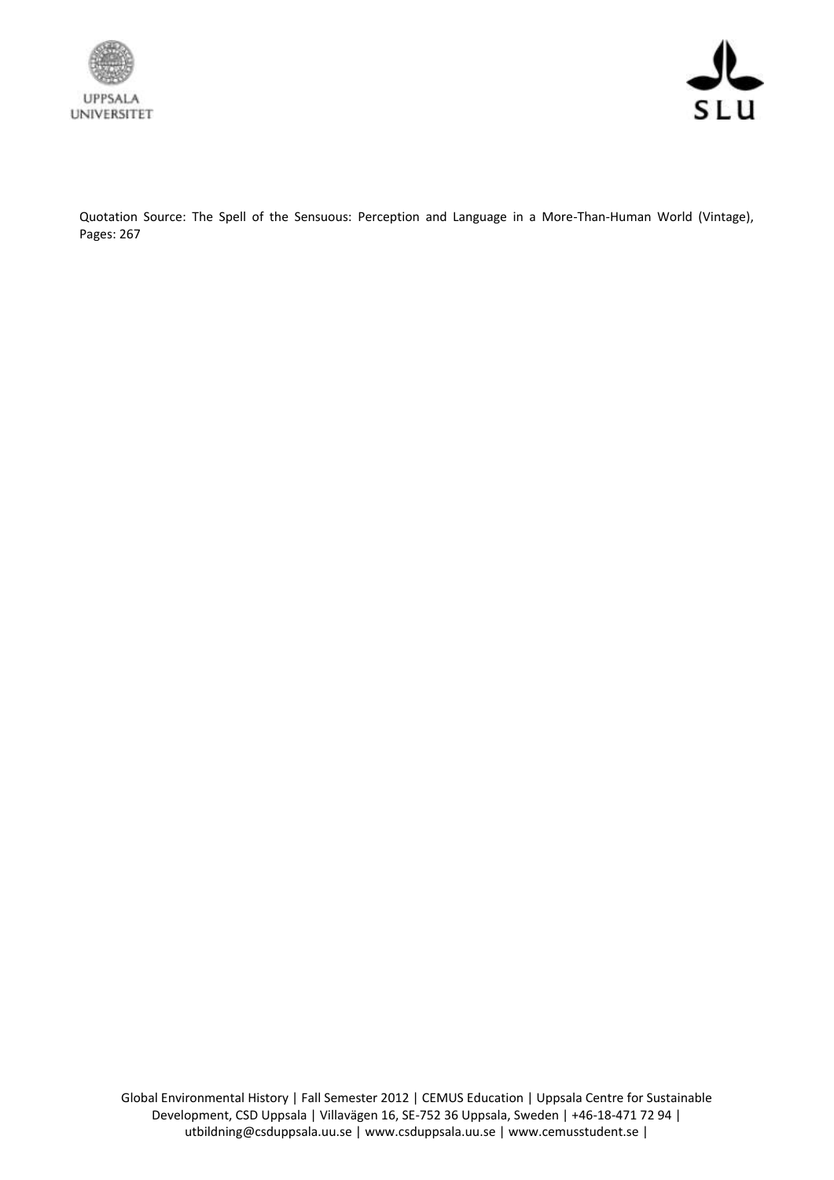Quotation Source: The Spell of the Sensuous: Perception and Language in a More-Than-Human World (Vintage), Pages: 267